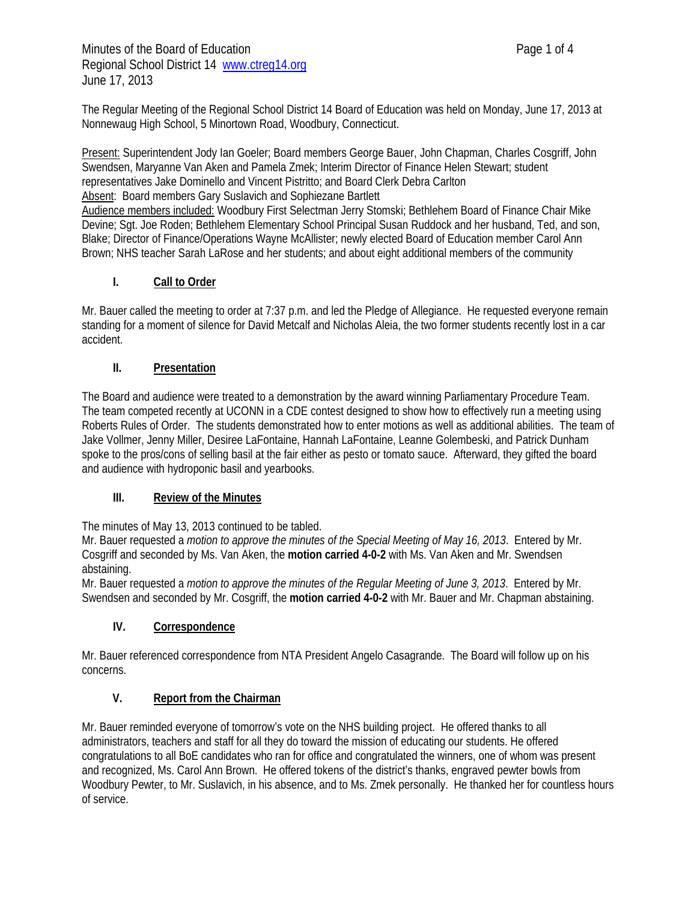Minutes of the Board of Education
Regional School District 14 www.ctreg14.org
June 17, 2013

The Regular Meeting of the Regional School District 14 Board of Education was held on Monday, June 17, 2013 at Nonnewaug High School, 5 Minortown Road, Woodbury, Connecticut.

Present: Superintendent Jody Ian Goeler; Board members George Bauer, John Chapman, Charles Cosgriff, John Swendsen, Maryanne Van Aken and Pamela Zmek; Interim Director of Finance Helen Stewart; student representatives Jake Dominello and Vincent Pistritto; and Board Clerk Debra Carlton
Absent: Board members Gary Suslavich and Sophiezane Bartlett
Audience members included: Woodbury First Selectman Jerry Stomski; Bethlehem Board of Finance Chair Mike Devine; Sgt. Joe Roden; Bethlehem Elementary School Principal Susan Ruddock and her husband, Ted, and son, Blake; Director of Finance/Operations Wayne McAllister; newly elected Board of Education member Carol Ann Brown; NHS teacher Sarah LaRose and her students; and about eight additional members of the community

## I. Call to Order

Mr. Bauer called the meeting to order at 7:37 p.m. and led the Pledge of Allegiance. He requested everyone remain standing for a moment of silence for David Metcalf and Nicholas Aleia, the two former students recently lost in a car accident.

## II. Presentation

The Board and audience were treated to a demonstration by the award winning Parliamentary Procedure Team. The team competed recently at UCONN in a CDE contest designed to show how to effectively run a meeting using Roberts Rules of Order. The students demonstrated how to enter motions as well as additional abilities. The team of Jake Vollmer, Jenny Miller, Desiree LaFontaine, Hannah LaFontaine, Leanne Golembeski, and Patrick Dunham spoke to the pros/cons of selling basil at the fair either as pesto or tomato sauce. Afterward, they gifted the board and audience with hydroponic basil and yearbooks.

## III. Review of the Minutes

The minutes of May 13, 2013 continued to be tabled.
Mr. Bauer requested a *motion to approve the minutes of the Special Meeting of May 16, 2013*. Entered by Mr. Cosgriff and seconded by Ms. Van Aken, the **motion carried 4-0-2** with Ms. Van Aken and Mr. Swendsen abstaining.
Mr. Bauer requested a *motion to approve the minutes of the Regular Meeting of June 3, 2013*. Entered by Mr. Swendsen and seconded by Mr. Cosgriff, the **motion carried 4-0-2** with Mr. Bauer and Mr. Chapman abstaining.

## IV. Correspondence

Mr. Bauer referenced correspondence from NTA President Angelo Casagrande. The Board will follow up on his concerns.

## V. Report from the Chairman

Mr. Bauer reminded everyone of tomorrow's vote on the NHS building project. He offered thanks to all administrators, teachers and staff for all they do toward the mission of educating our students. He offered congratulations to all BoE candidates who ran for office and congratulated the winners, one of whom was present and recognized, Ms. Carol Ann Brown. He offered tokens of the district's thanks, engraved pewter bowls from Woodbury Pewter, to Mr. Suslavich, in his absence, and to Ms. Zmek personally. He thanked her for countless hours of service.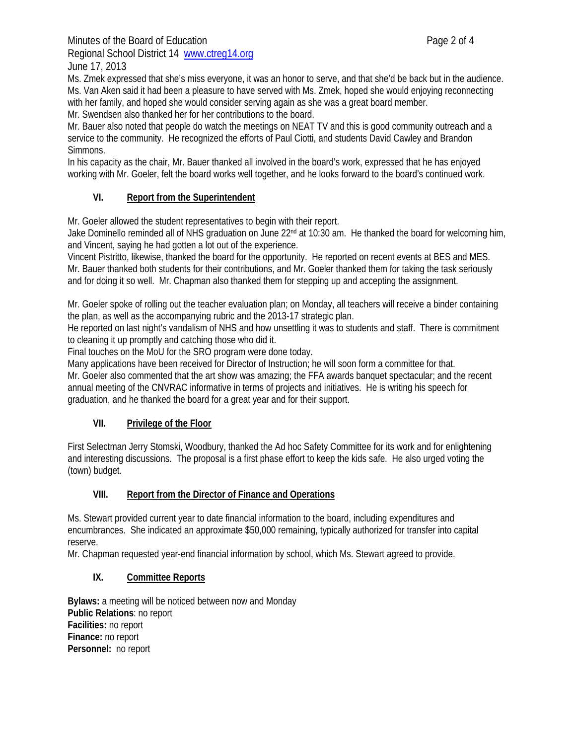Ms. Zmek expressed that she's miss everyone, it was an honor to serve, and that she'd be back but in the audience.
Ms. Van Aken said it had been a pleasure to have served with Ms. Zmek, hoped she would enjoying reconnecting with her family, and hoped she would consider serving again as she was a great board member.
Mr. Swendsen also thanked her for her contributions to the board.
Mr. Bauer also noted that people do watch the meetings on NEAT TV and this is good community outreach and a service to the community. He recognized the efforts of Paul Ciotti, and students David Cawley and Brandon Simmons.
In his capacity as the chair, Mr. Bauer thanked all involved in the board's work, expressed that he has enjoyed working with Mr. Goeler, felt the board works well together, and he looks forward to the board's continued work.

## VI. Report from the Superintendent

Mr. Goeler allowed the student representatives to begin with their report.
Jake Dominello reminded all of NHS graduation on June 22nd at 10:30 am. He thanked the board for welcoming him, and Vincent, saying he had gotten a lot out of the experience.
Vincent Pistritto, likewise, thanked the board for the opportunity. He reported on recent events at BES and MES.
Mr. Bauer thanked both students for their contributions, and Mr. Goeler thanked them for taking the task seriously and for doing it so well. Mr. Chapman also thanked them for stepping up and accepting the assignment.

Mr. Goeler spoke of rolling out the teacher evaluation plan; on Monday, all teachers will receive a binder containing the plan, as well as the accompanying rubric and the 2013-17 strategic plan.
He reported on last night's vandalism of NHS and how unsettling it was to students and staff. There is commitment to cleaning it up promptly and catching those who did it.
Final touches on the MoU for the SRO program were done today.
Many applications have been received for Director of Instruction; he will soon form a committee for that.
Mr. Goeler also commented that the art show was amazing; the FFA awards banquet spectacular; and the recent annual meeting of the CNVRAC informative in terms of projects and initiatives. He is writing his speech for graduation, and he thanked the board for a great year and for their support.

## VII. Privilege of the Floor

First Selectman Jerry Stomski, Woodbury, thanked the Ad hoc Safety Committee for its work and for enlightening and interesting discussions. The proposal is a first phase effort to keep the kids safe. He also urged voting the (town) budget.

## VIII. Report from the Director of Finance and Operations

Ms. Stewart provided current year to date financial information to the board, including expenditures and encumbrances. She indicated an approximate $50,000 remaining, typically authorized for transfer into capital reserve.
Mr. Chapman requested year-end financial information by school, which Ms. Stewart agreed to provide.

## IX. Committee Reports

**Bylaws:** a meeting will be noticed between now and Monday
**Public Relations**: no report
**Facilities:** no report
**Finance:** no report
**Personnel:** no report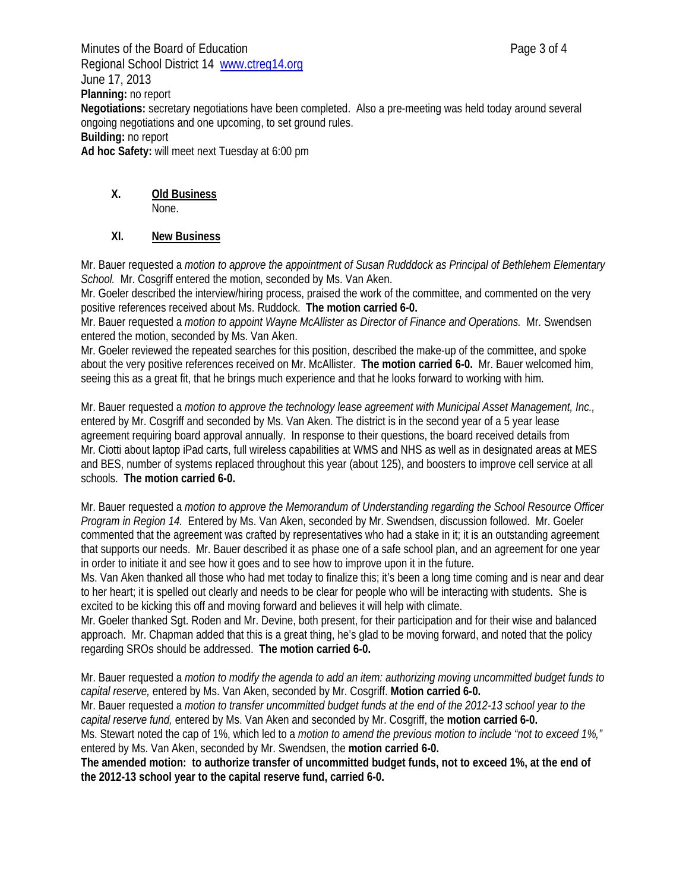**Planning:** no report

**Negotiations:** secretary negotiations have been completed. Also a pre-meeting was held today around several ongoing negotiations and one upcoming, to set ground rules.

**Building:** no report

**Ad hoc Safety:** will meet next Tuesday at 6:00 pm

## X. Old Business

None.

## XI. New Business

Mr. Bauer requested a *motion to approve the appointment of Susan Rudddock as Principal of Bethlehem Elementary School.* Mr. Cosgriff entered the motion, seconded by Ms. Van Aken.

Mr. Goeler described the interview/hiring process, praised the work of the committee, and commented on the very positive references received about Ms. Ruddock. **The motion carried 6-0.**

Mr. Bauer requested a *motion to appoint Wayne McAllister as Director of Finance and Operations.* Mr. Swendsen entered the motion, seconded by Ms. Van Aken.

Mr. Goeler reviewed the repeated searches for this position, described the make-up of the committee, and spoke about the very positive references received on Mr. McAllister. **The motion carried 6-0.** Mr. Bauer welcomed him, seeing this as a great fit, that he brings much experience and that he looks forward to working with him.

Mr. Bauer requested a *motion to approve the technology lease agreement with Municipal Asset Management, Inc.,* entered by Mr. Cosgriff and seconded by Ms. Van Aken. The district is in the second year of a 5 year lease agreement requiring board approval annually. In response to their questions, the board received details from Mr. Ciotti about laptop iPad carts, full wireless capabilities at WMS and NHS as well as in designated areas at MES and BES, number of systems replaced throughout this year (about 125), and boosters to improve cell service at all schools. **The motion carried 6-0.**

Mr. Bauer requested a *motion to approve the Memorandum of Understanding regarding the School Resource Officer Program in Region 14.* Entered by Ms. Van Aken, seconded by Mr. Swendsen, discussion followed. Mr. Goeler commented that the agreement was crafted by representatives who had a stake in it; it is an outstanding agreement that supports our needs. Mr. Bauer described it as phase one of a safe school plan, and an agreement for one year in order to initiate it and see how it goes and to see how to improve upon it in the future.

Ms. Van Aken thanked all those who had met today to finalize this; it's been a long time coming and is near and dear to her heart; it is spelled out clearly and needs to be clear for people who will be interacting with students. She is excited to be kicking this off and moving forward and believes it will help with climate.

Mr. Goeler thanked Sgt. Roden and Mr. Devine, both present, for their participation and for their wise and balanced approach. Mr. Chapman added that this is a great thing, he's glad to be moving forward, and noted that the policy regarding SROs should be addressed. **The motion carried 6-0.**

Mr. Bauer requested a *motion to modify the agenda to add an item: authorizing moving uncommitted budget funds to capital reserve,* entered by Ms. Van Aken, seconded by Mr. Cosgriff. **Motion carried 6-0.**

Mr. Bauer requested a *motion to transfer uncommitted budget funds at the end of the 2012-13 school year to the capital reserve fund,* entered by Ms. Van Aken and seconded by Mr. Cosgriff, the **motion carried 6-0.**

Ms. Stewart noted the cap of 1%, which led to a *motion to amend the previous motion to include "not to exceed 1%,"* entered by Ms. Van Aken, seconded by Mr. Swendsen, the **motion carried 6-0.**

**The amended motion: to authorize transfer of uncommitted budget funds, not to exceed 1%, at the end of the 2012-13 school year to the capital reserve fund, carried 6-0.**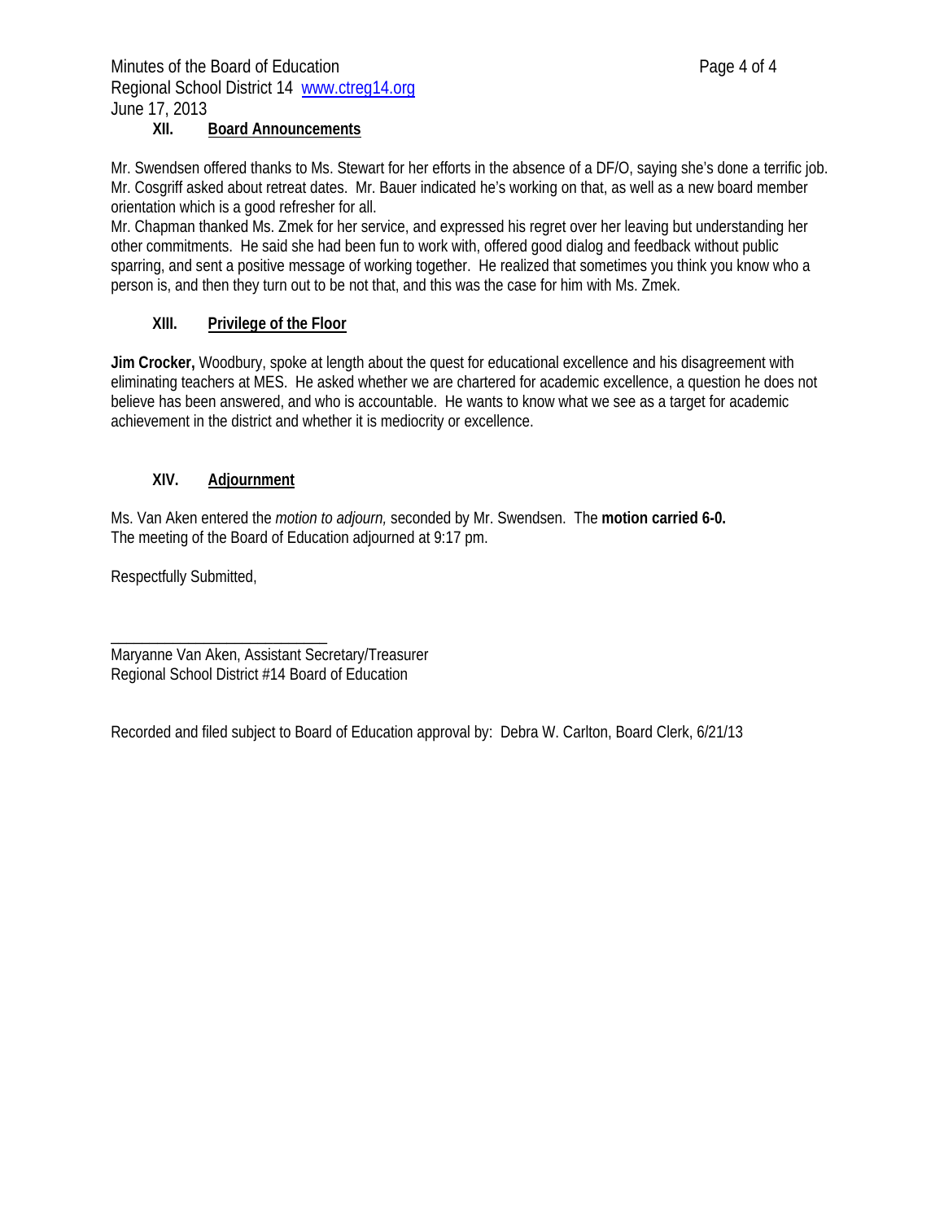## XII. Board Announcements

Mr. Swendsen offered thanks to Ms. Stewart for her efforts in the absence of a DF/O, saying she's done a terrific job. Mr. Cosgriff asked about retreat dates. Mr. Bauer indicated he's working on that, as well as a new board member orientation which is a good refresher for all.
Mr. Chapman thanked Ms. Zmek for her service, and expressed his regret over her leaving but understanding her other commitments. He said she had been fun to work with, offered good dialog and feedback without public sparring, and sent a positive message of working together. He realized that sometimes you think you know who a person is, and then they turn out to be not that, and this was the case for him with Ms. Zmek.

## XIII. Privilege of the Floor

**Jim Crocker,** Woodbury, spoke at length about the quest for educational excellence and his disagreement with eliminating teachers at MES. He asked whether we are chartered for academic excellence, a question he does not believe has been answered, and who is accountable. He wants to know what we see as a target for academic achievement in the district and whether it is mediocrity or excellence.

## XIV. Adjournment

Ms. Van Aken entered the *motion to adjourn,* seconded by Mr. Swendsen. The **motion carried 6-0.**
The meeting of the Board of Education adjourned at 9:17 pm.

Respectfully Submitted,

\_\_\_\_\_\_\_\_\_\_\_\_\_\_\_\_\_\_\_\_\_\_\_\_\_\_\_\_
Maryanne Van Aken, Assistant Secretary/Treasurer
Regional School District #14 Board of Education

Recorded and filed subject to Board of Education approval by: Debra W. Carlton, Board Clerk, 6/21/13